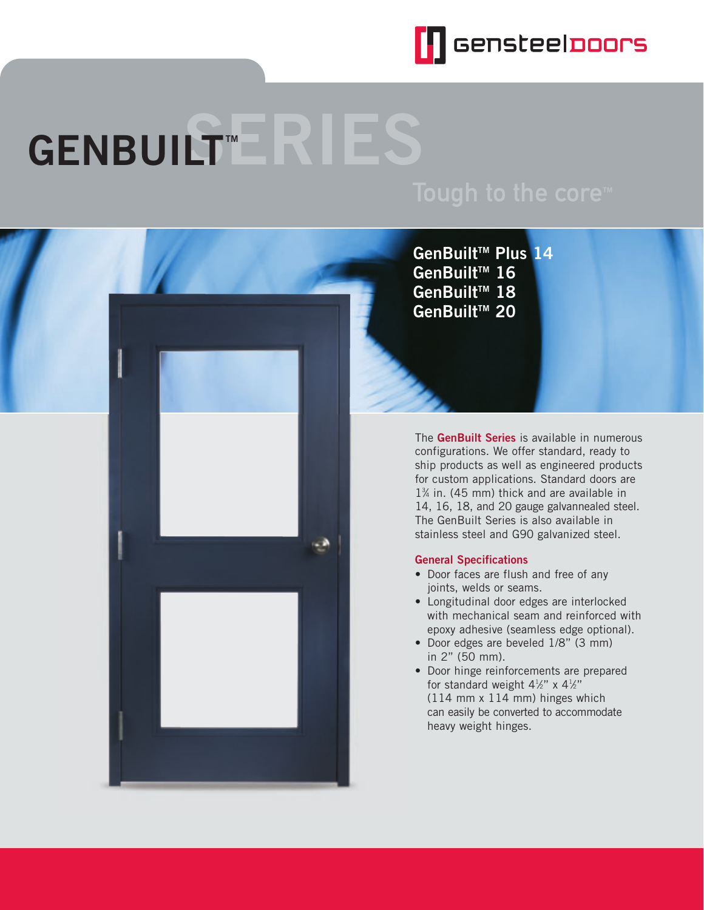gensteeldoors

# GENBUILT™ SERIES

Tough to the core™

**GenBuilt™ Plus 14**
**GenBuilt™ 16**
**GenBuilt™ 18**
**GenBuilt™ 20**

The **GenBuilt Series** is available in numerous configurations. We offer standard, ready to ship products as well as engineered products for custom applications. Standard doors are 1¾ in. (45 mm) thick and are available in 14, 16, 18, and 20 gauge galvannealed steel. The GenBuilt Series is also available in stainless steel and G90 galvanized steel.

## General Specifications

- Door faces are flush and free of any joints, welds or seams.
- Longitudinal door edges are interlocked with mechanical seam and reinforced with epoxy adhesive (seamless edge optional).
- Door edges are beveled 1/8" (3 mm) in 2" (50 mm).
- Door hinge reinforcements are prepared for standard weight 4½" x 4½" (114 mm x 114 mm) hinges which can easily be converted to accommodate heavy weight hinges.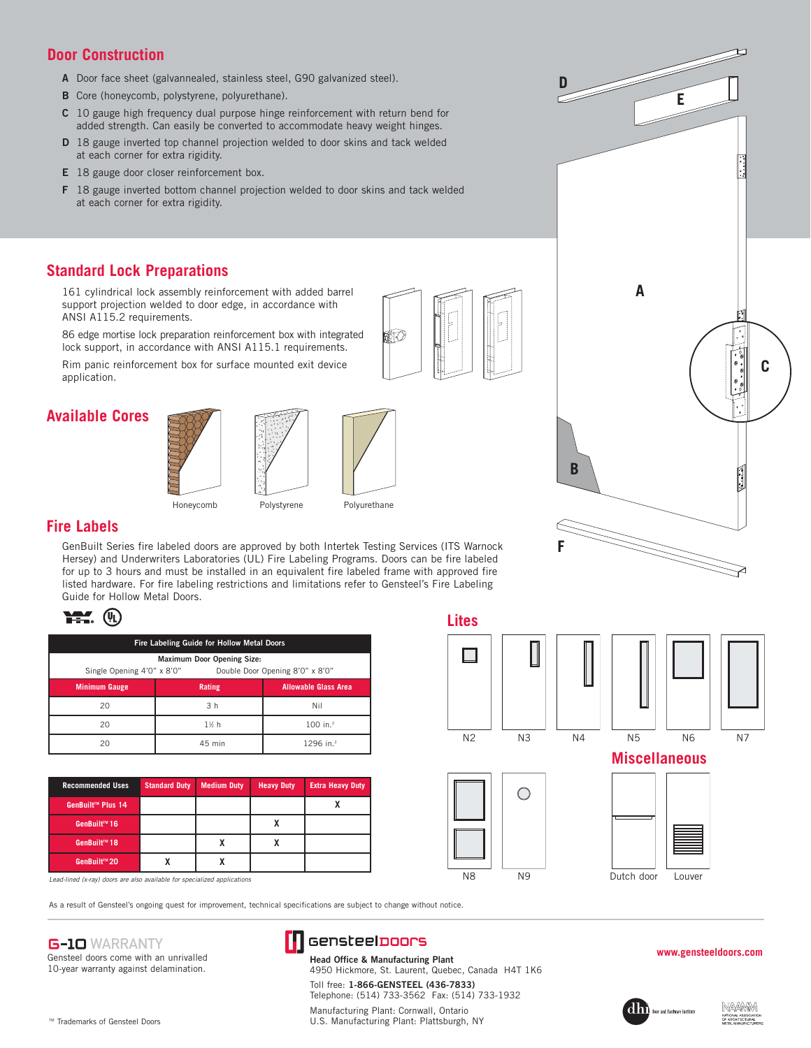## Door Construction

- **A** Door face sheet (galvannealed, stainless steel, G90 galvanized steel).
- **B** Core (honeycomb, polystyrene, polyurethane).
- **C** 10 gauge high frequency dual purpose hinge reinforcement with return bend for added strength. Can easily be converted to accommodate heavy weight hinges.
- **D** 18 gauge inverted top channel projection welded to door skins and tack welded at each corner for extra rigidity.
- **E** 18 gauge door closer reinforcement box.
- **F** 18 gauge inverted bottom channel projection welded to door skins and tack welded at each corner for extra rigidity.

D

E

A

C

B

F

## Standard Lock Preparations

161 cylindrical lock assembly reinforcement with added barrel support projection welded to door edge, in accordance with ANSI A115.2 requirements.

86 edge mortise lock preparation reinforcement box with integrated lock support, in accordance with ANSI A115.1 requirements.

Rim panic reinforcement box for surface mounted exit device application.

## Available Cores

Honeycomb

Polystyrene

Polyurethane

## Fire Labels

GenBuilt Series fire labeled doors are approved by both Intertek Testing Services (ITS Warnock Hersey) and Underwriters Laboratories (UL) Fire Labeling Programs. Doors can be fire labeled for up to 3 hours and must be installed in an equivalent fire labeled frame with approved fire listed hardware. For fire labeling restrictions and limitations refer to Gensteel's Fire Labeling Guide for Hollow Metal Doors.

**Fire Labeling Guide for Hollow Metal Doors**

Maximum Door Opening Size: Single Opening 4'0" x 8'0" — Double Door Opening 8'0" x 8'0"

| Minimum Gauge | Rating | Allowable Glass Area |
|---|---|---|
| 20 | 3 h | Nil |
| 20 | 1½ h | 100 in.² |
| 20 | 45 min | 1296 in.² |

| Recommended Uses | Standard Duty | Medium Duty | Heavy Duty | Extra Heavy Duty |
|---|---|---|---|---|
| GenBuilt™ Plus 14 | | | | X |
| GenBuilt™ 16 | | | X | |
| GenBuilt™ 18 | | X | X | |
| GenBuilt™ 20 | X | X | | |

*Lead-lined (x-ray) doors are also available for specialized applications*

## Lites

N2 N3 N4 N5 N6 N7

N8 N9

## Miscellaneous

Dutch door

Louver

As a result of Gensteel's ongoing quest for improvement, technical specifications are subject to change without notice.

**G-10 WARRANTY**

Gensteel doors come with an unrivalled 10-year warranty against delamination.

™ Trademarks of Gensteel Doors

**gensteeldoors**

**Head Office & Manufacturing Plant**
4950 Hickmore, St. Laurent, Quebec, Canada H4T 1K6

Toll free: **1-866-GENSTEEL (436-7833)**
Telephone: (514) 733-3562 Fax: (514) 733-1932

Manufacturing Plant: Cornwall, Ontario
U.S. Manufacturing Plant: Plattsburgh, NY

**www.gensteeldoors.com**